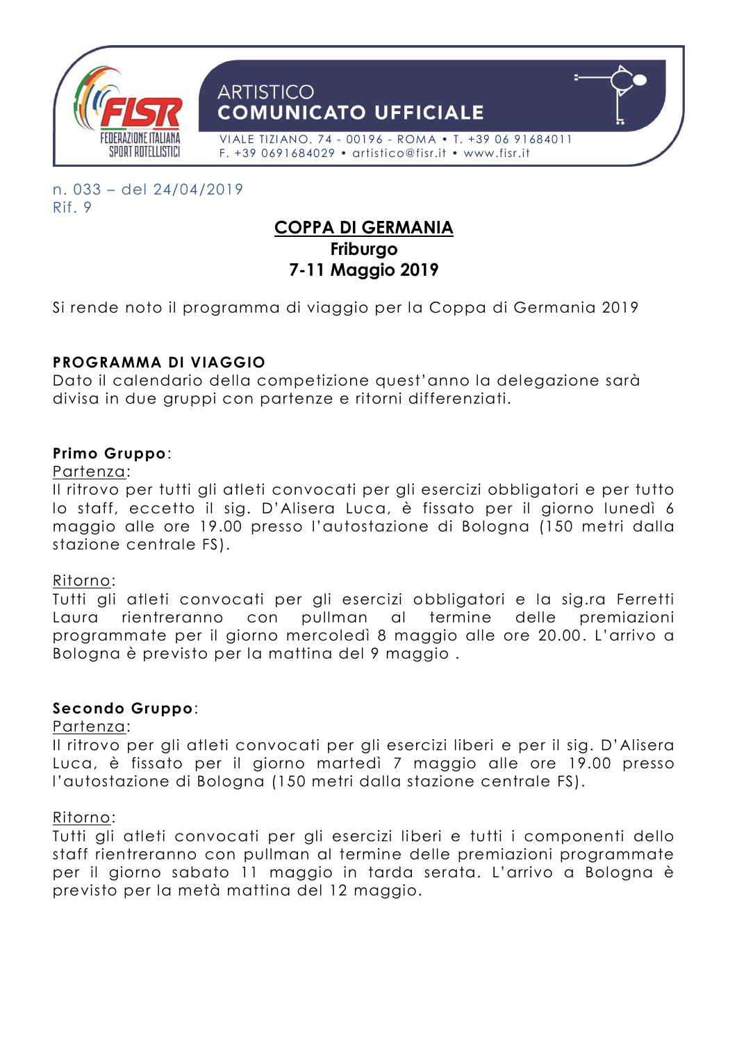ARTISTICO
**COMUNICATO UFFICIALE**

VIALE TIZIANO, 74 - 00196 - ROMA • T. +39 06 91684011
F. +39 0691684029 • artistico@fisr.it • www.fisr.it

n. 033 – del 24/04/2019
Rif. 9

# COPPA DI GERMANIA
## Friburgo
## 7-11 Maggio 2019

Si rende noto il programma di viaggio per la Coppa di Germania 2019

**PROGRAMMA DI VIAGGIO**
Dato il calendario della competizione quest'anno la delegazione sarà divisa in due gruppi con partenze e ritorni differenziati.

**Primo Gruppo**:
Partenza:
Il ritrovo per tutti gli atleti convocati per gli esercizi obbligatori e per tutto lo staff, eccetto il sig. D'Alisera Luca, è fissato per il giorno lunedì 6 maggio alle ore 19.00 presso l'autostazione di Bologna (150 metri dalla stazione centrale FS).

Ritorno:
Tutti gli atleti convocati per gli esercizi obbligatori e la sig.ra Ferretti Laura rientreranno con pullman al termine delle premiazioni programmate per il giorno mercoledì 8 maggio alle ore 20.00. L'arrivo a Bologna è previsto per la mattina del 9 maggio .

**Secondo Gruppo**:
Partenza:
Il ritrovo per gli atleti convocati per gli esercizi liberi e per il sig. D'Alisera Luca, è fissato per il giorno martedì 7 maggio alle ore 19.00 presso l'autostazione di Bologna (150 metri dalla stazione centrale FS).

Ritorno:
Tutti gli atleti convocati per gli esercizi liberi e tutti i componenti dello staff rientreranno con pullman al termine delle premiazioni programmate per il giorno sabato 11 maggio in tarda serata. L'arrivo a Bologna è previsto per la metà mattina del 12 maggio.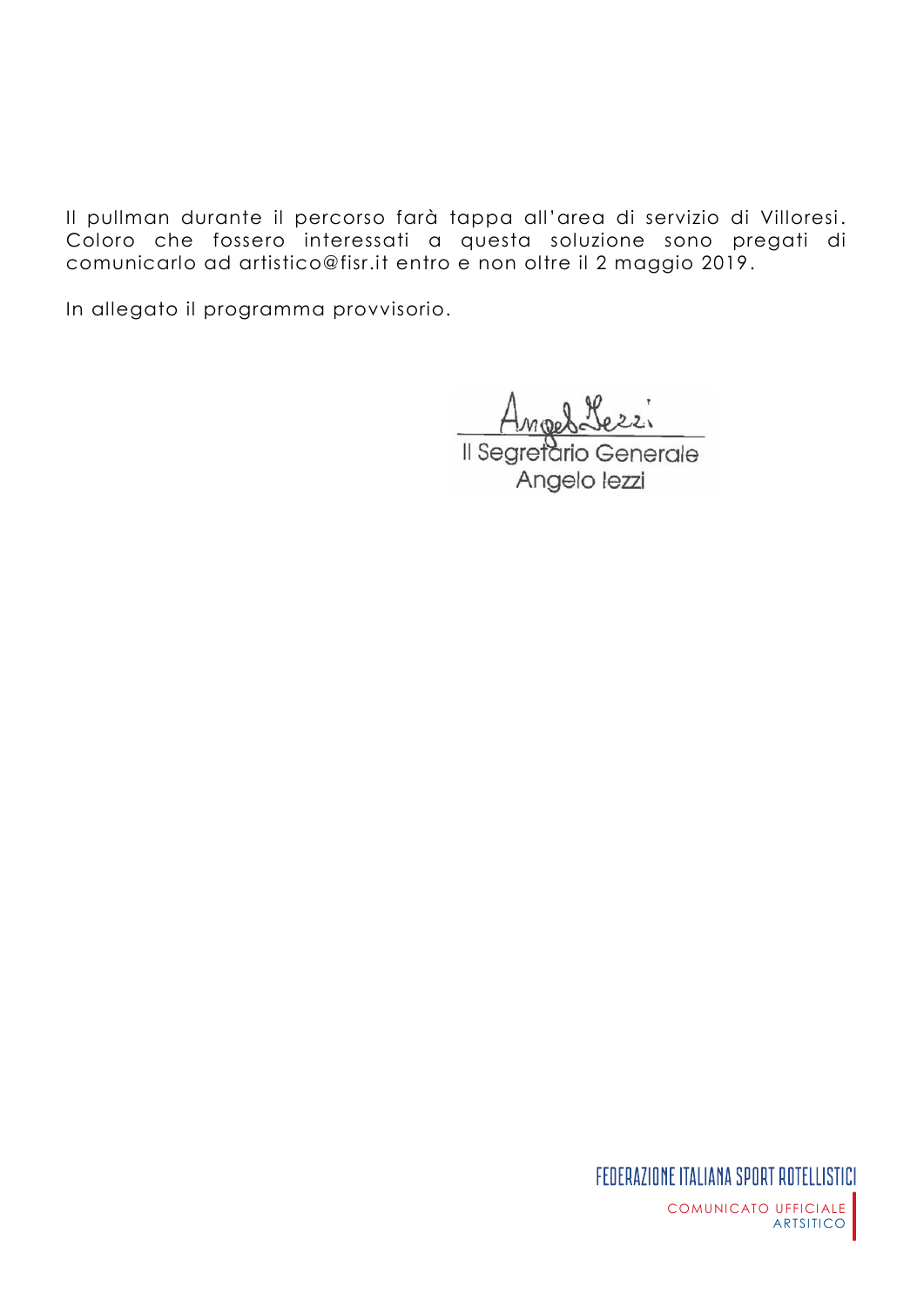Il pullman durante il percorso farà tappa all'area di servizio di Villoresi. Coloro che fossero interessati a questa soluzione sono pregati di comunicarlo ad artistico@fisr.it entro e non oltre il 2 maggio 2019.

In allegato il programma provvisorio.

Il Segretario Generale
Angelo Iezzi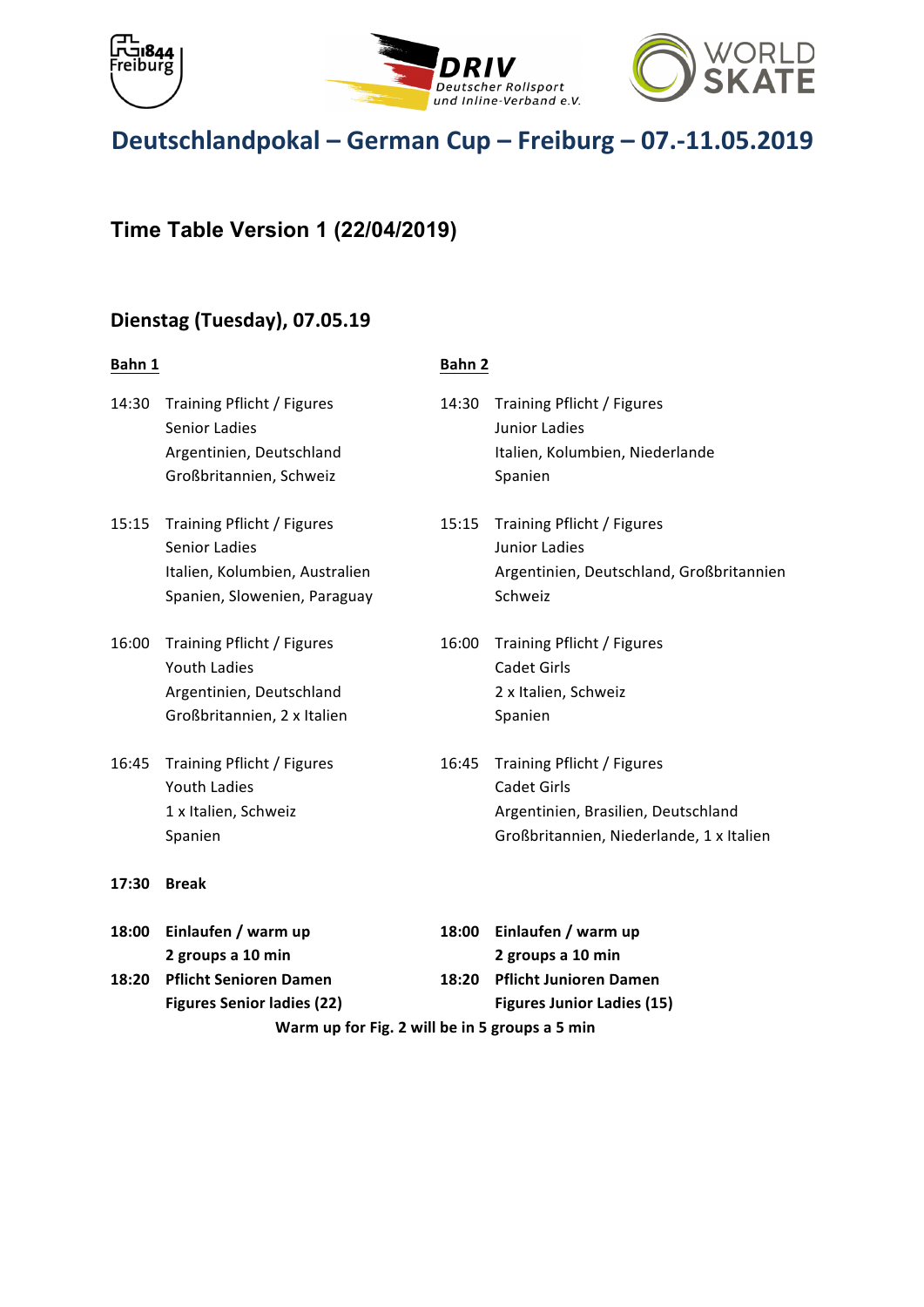# Deutschlandpokal – German Cup – Freiburg – 07.-11.05.2019

## Time Table Version 1 (22/04/2019)

### Dienstag (Tuesday), 07.05.19

**Bahn 1**

14:30 Training Pflicht / Figures
Senior Ladies
Argentinien, Deutschland
Großbritannien, Schweiz

15:15 Training Pflicht / Figures
Senior Ladies
Italien, Kolumbien, Australien
Spanien, Slowenien, Paraguay

16:00 Training Pflicht / Figures
Youth Ladies
Argentinien, Deutschland
Großbritannien, 2 x Italien

16:45 Training Pflicht / Figures
Youth Ladies
1 x Italien, Schweiz
Spanien

**17:30 Break**

**18:00 Einlaufen / warm up**
**2 groups a 10 min**
**18:20 Pflicht Senioren Damen**
**Figures Senior ladies (22)**

**Bahn 2**

14:30 Training Pflicht / Figures
Junior Ladies
Italien, Kolumbien, Niederlande
Spanien

15:15 Training Pflicht / Figures
Junior Ladies
Argentinien, Deutschland, Großbritannien
Schweiz

16:00 Training Pflicht / Figures
Cadet Girls
2 x Italien, Schweiz
Spanien

16:45 Training Pflicht / Figures
Cadet Girls
Argentinien, Brasilien, Deutschland
Großbritannien, Niederlande, 1 x Italien

**18:00 Einlaufen / warm up**
**2 groups a 10 min**
**18:20 Pflicht Junioren Damen**
**Figures Junior Ladies (15)**

**Warm up for Fig. 2 will be in 5 groups a 5 min**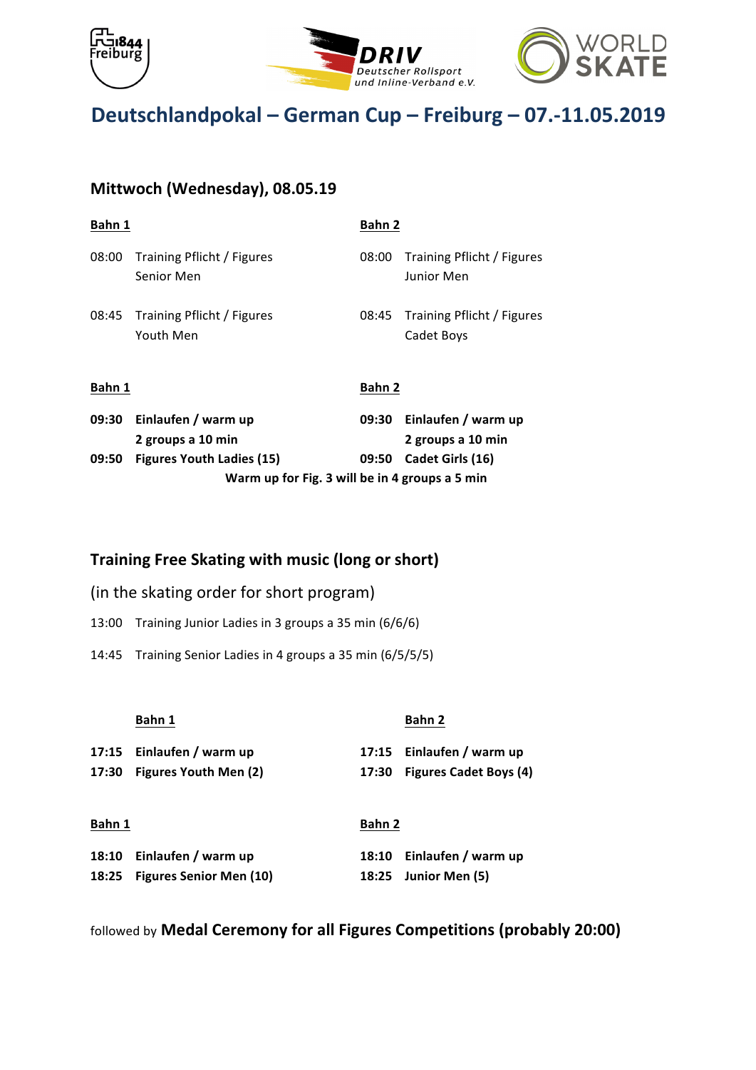# Deutschlandpokal – German Cup – Freiburg – 07.-11.05.2019

## Mittwoch (Wednesday), 08.05.19

| Bahn 1 | | Bahn 2 | |
|---|---|---|---|
| 08:00 | Training Pflicht / Figures Senior Men | 08:00 | Training Pflicht / Figures Junior Men |
| 08:45 | Training Pflicht / Figures Youth Men | 08:45 | Training Pflicht / Figures Cadet Boys |

| Bahn 1 | | Bahn 2 | |
|---|---|---|---|
| **09:30** | **Einlaufen / warm up 2 groups a 10 min** | **09:30** | **Einlaufen / warm up 2 groups a 10 min** |
| **09:50** | **Figures Youth Ladies (15)** | **09:50** | **Cadet Girls (16)** |

**Warm up for Fig. 3 will be in 4 groups a 5 min**

## Training Free Skating with music (long or short)

(in the skating order for short program)

13:00 Training Junior Ladies in 3 groups a 35 min (6/6/6)

14:45 Training Senior Ladies in 4 groups a 35 min (6/5/5/5)

| Bahn 1 | | Bahn 2 | |
|---|---|---|---|
| **17:15** | **Einlaufen / warm up** | **17:15** | **Einlaufen / warm up** |
| **17:30** | **Figures Youth Men (2)** | **17:30** | **Figures Cadet Boys (4)** |

| Bahn 1 | | Bahn 2 | |
|---|---|---|---|
| **18:10** | **Einlaufen / warm up** | **18:10** | **Einlaufen / warm up** |
| **18:25** | **Figures Senior Men (10)** | **18:25** | **Junior Men (5)** |

followed by **Medal Ceremony for all Figures Competitions (probably 20:00)**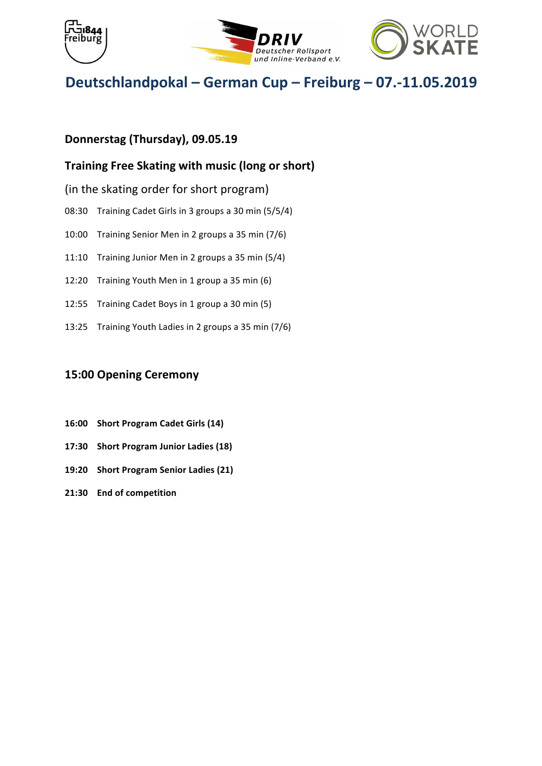# Deutschlandpokal – German Cup – Freiburg – 07.-11.05.2019

### Donnerstag (Thursday), 09.05.19

### Training Free Skating with music (long or short)

(in the skating order for short program)

08:30 Training Cadet Girls in 3 groups a 30 min (5/5/4)

10:00 Training Senior Men in 2 groups a 35 min (7/6)

11:10 Training Junior Men in 2 groups a 35 min (5/4)

12:20 Training Youth Men in 1 group a 35 min (6)

12:55 Training Cadet Boys in 1 group a 30 min (5)

13:25 Training Youth Ladies in 2 groups a 35 min (7/6)

### 15:00 Opening Ceremony

**16:00 Short Program Cadet Girls (14)**

**17:30 Short Program Junior Ladies (18)**

**19:20 Short Program Senior Ladies (21)**

**21:30 End of competition**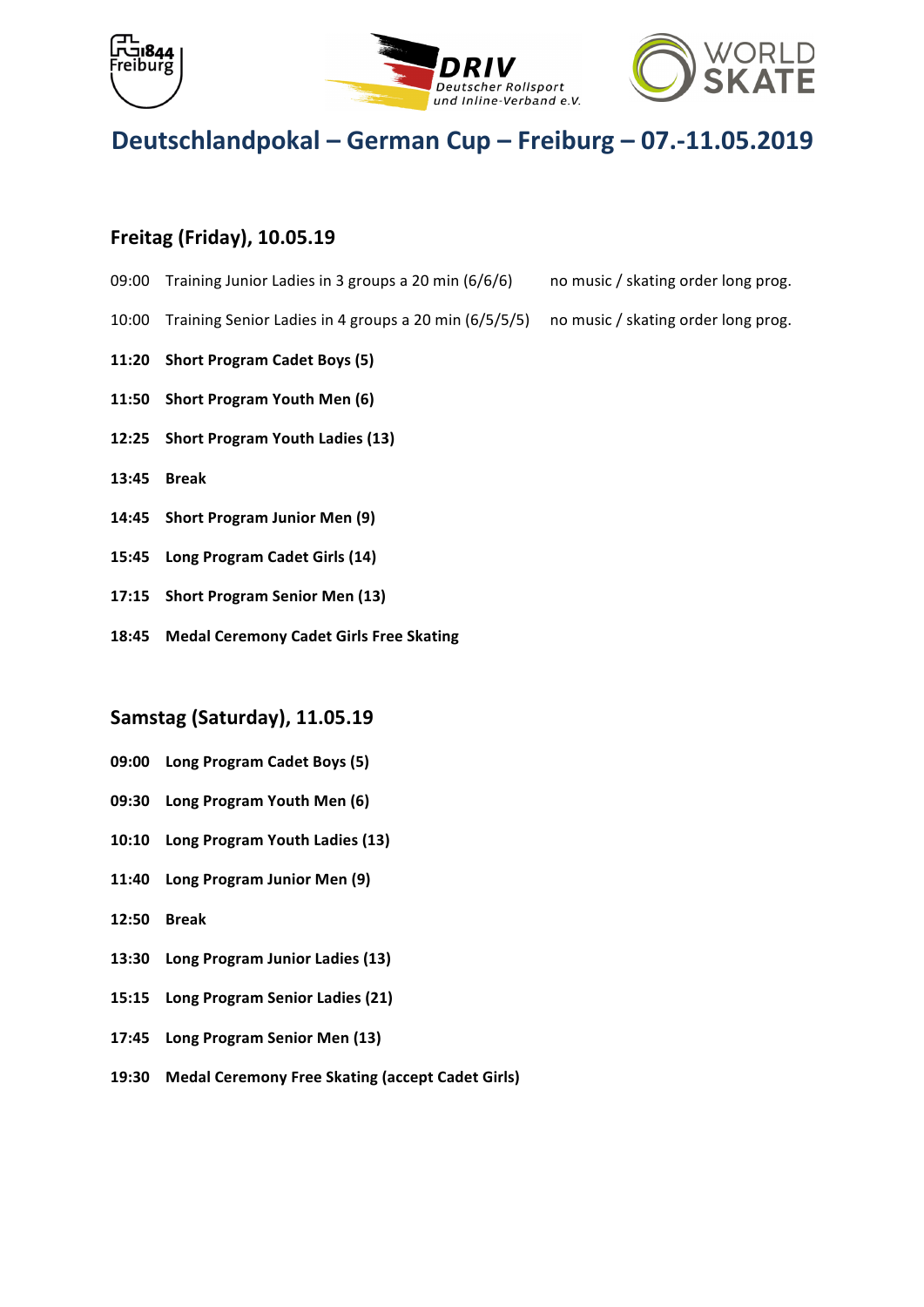# Deutschlandpokal – German Cup – Freiburg – 07.-11.05.2019

## Freitag (Friday), 10.05.19

09:00 Training Junior Ladies in 3 groups a 20 min (6/6/6) no music / skating order long prog.

10:00 Training Senior Ladies in 4 groups a 20 min (6/5/5/5) no music / skating order long prog.

**11:20 Short Program Cadet Boys (5)**

**11:50 Short Program Youth Men (6)**

**12:25 Short Program Youth Ladies (13)**

**13:45 Break**

**14:45 Short Program Junior Men (9)**

**15:45 Long Program Cadet Girls (14)**

**17:15 Short Program Senior Men (13)**

**18:45 Medal Ceremony Cadet Girls Free Skating**

## Samstag (Saturday), 11.05.19

**09:00 Long Program Cadet Boys (5)**

**09:30 Long Program Youth Men (6)**

**10:10 Long Program Youth Ladies (13)**

**11:40 Long Program Junior Men (9)**

**12:50 Break**

**13:30 Long Program Junior Ladies (13)**

**15:15 Long Program Senior Ladies (21)**

**17:45 Long Program Senior Men (13)**

**19:30 Medal Ceremony Free Skating (accept Cadet Girls)**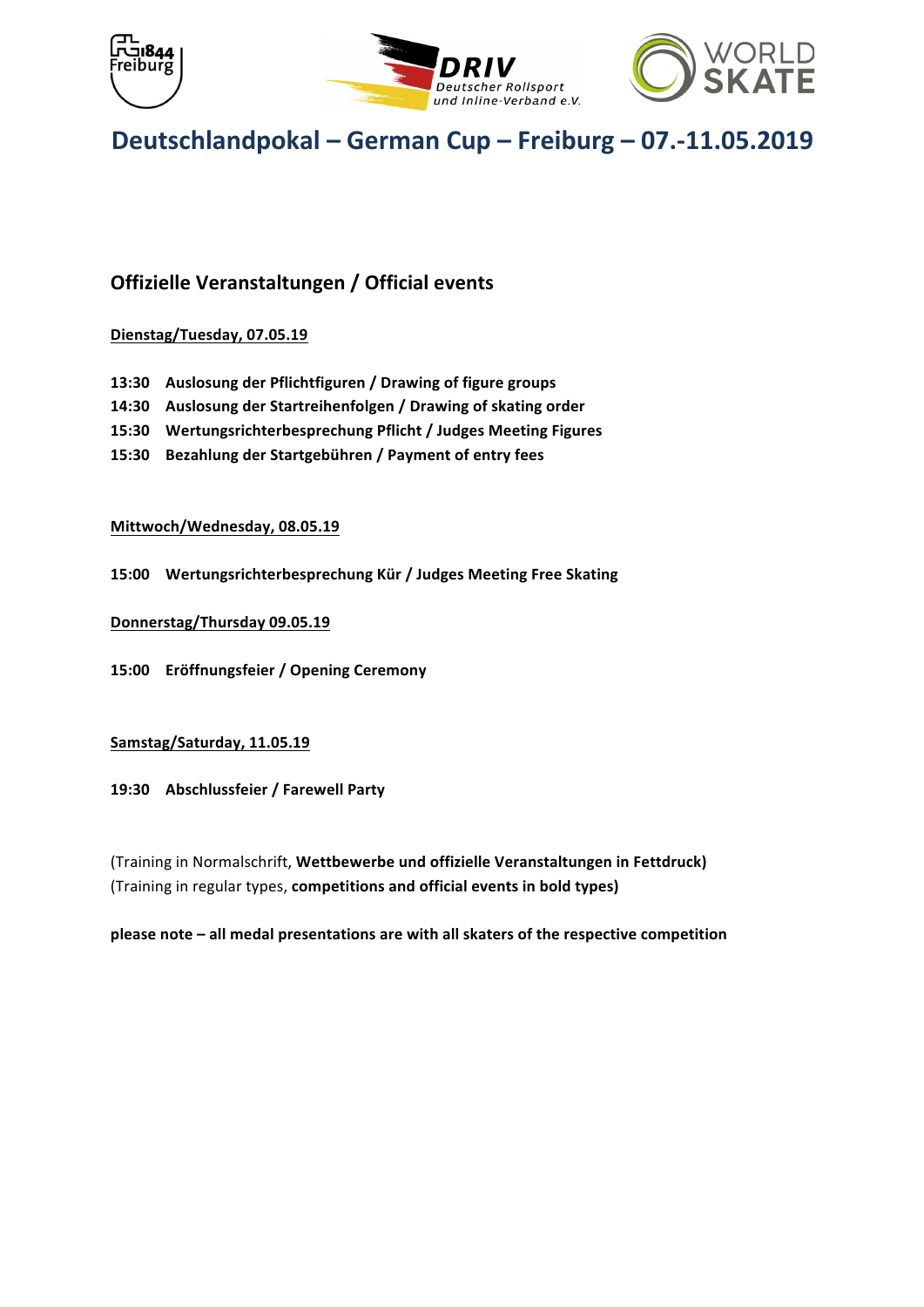# Deutschlandpokal – German Cup – Freiburg – 07.-11.05.2019

## Offizielle Veranstaltungen / Official events

**Dienstag/Tuesday, 07.05.19**

**13:30 Auslosung der Pflichtfiguren / Drawing of figure groups**
**14:30 Auslosung der Startreihenfolgen / Drawing of skating order**
**15:30 Wertungsrichterbesprechung Pflicht / Judges Meeting Figures**
**15:30 Bezahlung der Startgebühren / Payment of entry fees**

**Mittwoch/Wednesday, 08.05.19**

**15:00 Wertungsrichterbesprechung Kür / Judges Meeting Free Skating**

**Donnerstag/Thursday 09.05.19**

**15:00 Eröffnungsfeier / Opening Ceremony**

**Samstag/Saturday, 11.05.19**

**19:30 Abschlussfeier / Farewell Party**

(Training in Normalschrift, **Wettbewerbe und offizielle Veranstaltungen in Fettdruck)**
(Training in regular types, **competitions and official events in bold types)**

**please note – all medal presentations are with all skaters of the respective competition**